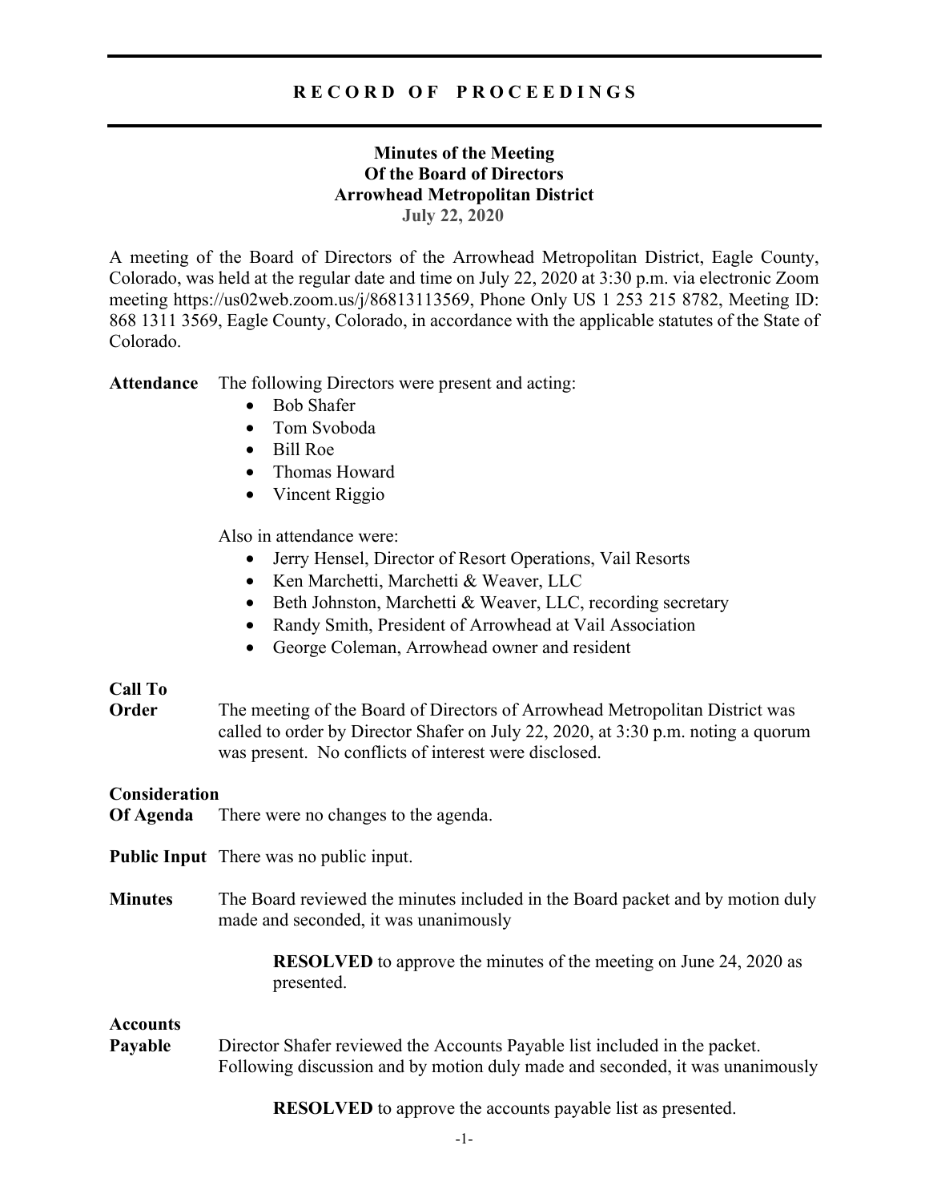# RECORD OF PROCEEDINGS

## Minutes of the Meeting
## Of the Board of Directors
## Arrowhead Metropolitan District
## July 22, 2020

A meeting of the Board of Directors of the Arrowhead Metropolitan District, Eagle County, Colorado, was held at the regular date and time on July 22, 2020 at 3:30 p.m. via electronic Zoom meeting https://us02web.zoom.us/j/86813113569, Phone Only US 1 253 215 8782, Meeting ID: 868 1311 3569, Eagle County, Colorado, in accordance with the applicable statutes of the State of Colorado.

**Attendance** The following Directors were present and acting:

- Bob Shafer
- Tom Svoboda
- Bill Roe
- Thomas Howard
- Vincent Riggio

Also in attendance were:

- Jerry Hensel, Director of Resort Operations, Vail Resorts
- Ken Marchetti, Marchetti & Weaver, LLC
- Beth Johnston, Marchetti & Weaver, LLC, recording secretary
- Randy Smith, President of Arrowhead at Vail Association
- George Coleman, Arrowhead owner and resident

**Call To Order** The meeting of the Board of Directors of Arrowhead Metropolitan District was called to order by Director Shafer on July 22, 2020, at 3:30 p.m. noting a quorum was present. No conflicts of interest were disclosed.

**Consideration Of Agenda** There were no changes to the agenda.

**Public Input** There was no public input.

**Minutes** The Board reviewed the minutes included in the Board packet and by motion duly made and seconded, it was unanimously

> **RESOLVED** to approve the minutes of the meeting on June 24, 2020 as presented.

**Accounts Payable** Director Shafer reviewed the Accounts Payable list included in the packet. Following discussion and by motion duly made and seconded, it was unanimously

> **RESOLVED** to approve the accounts payable list as presented.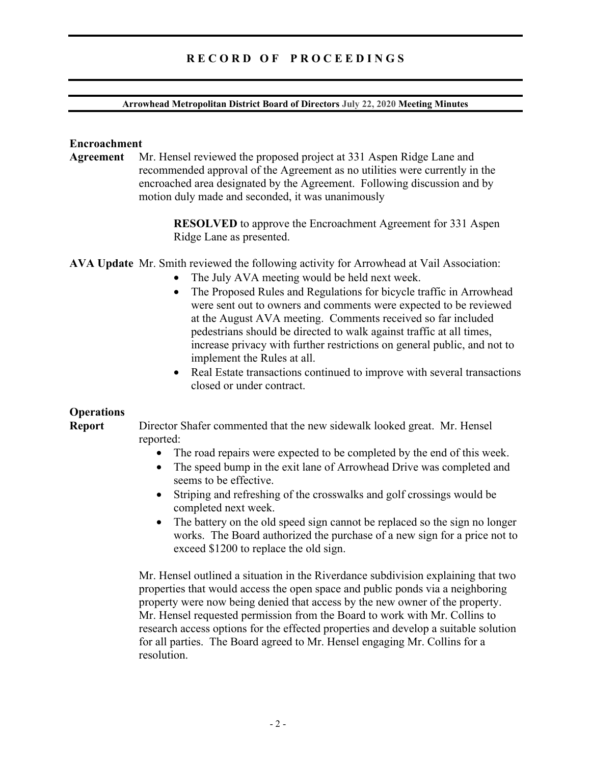**Encroachment Agreement** Mr. Hensel reviewed the proposed project at 331 Aspen Ridge Lane and recommended approval of the Agreement as no utilities were currently in the encroached area designated by the Agreement. Following discussion and by motion duly made and seconded, it was unanimously

> **RESOLVED** to approve the Encroachment Agreement for 331 Aspen Ridge Lane as presented.

**AVA Update** Mr. Smith reviewed the following activity for Arrowhead at Vail Association:

- The July AVA meeting would be held next week.
- The Proposed Rules and Regulations for bicycle traffic in Arrowhead were sent out to owners and comments were expected to be reviewed at the August AVA meeting. Comments received so far included pedestrians should be directed to walk against traffic at all times, increase privacy with further restrictions on general public, and not to implement the Rules at all.
- Real Estate transactions continued to improve with several transactions closed or under contract.

**Operations Report** Director Shafer commented that the new sidewalk looked great. Mr. Hensel reported:

- The road repairs were expected to be completed by the end of this week.
- The speed bump in the exit lane of Arrowhead Drive was completed and seems to be effective.
- Striping and refreshing of the crosswalks and golf crossings would be completed next week.
- The battery on the old speed sign cannot be replaced so the sign no longer works. The Board authorized the purchase of a new sign for a price not to exceed $1200 to replace the old sign.

Mr. Hensel outlined a situation in the Riverdance subdivision explaining that two properties that would access the open space and public ponds via a neighboring property were now being denied that access by the new owner of the property. Mr. Hensel requested permission from the Board to work with Mr. Collins to research access options for the effected properties and develop a suitable solution for all parties. The Board agreed to Mr. Hensel engaging Mr. Collins for a resolution.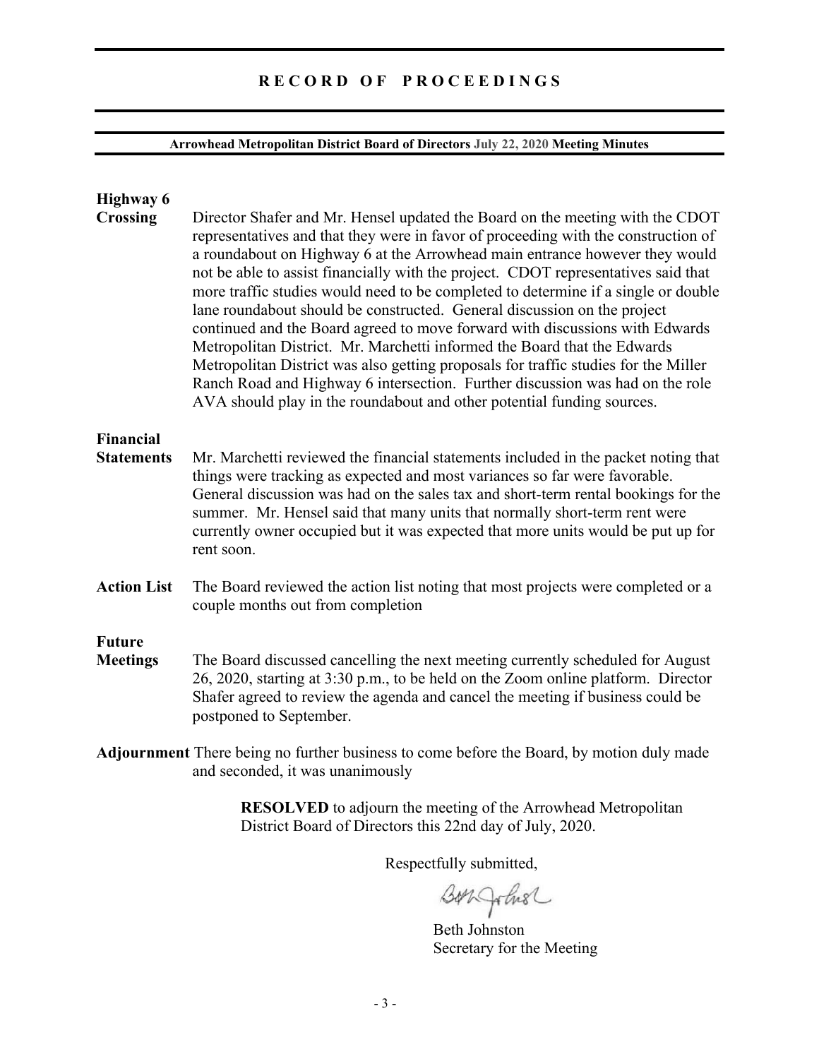**Highway 6 Crossing**

Director Shafer and Mr. Hensel updated the Board on the meeting with the CDOT representatives and that they were in favor of proceeding with the construction of a roundabout on Highway 6 at the Arrowhead main entrance however they would not be able to assist financially with the project. CDOT representatives said that more traffic studies would need to be completed to determine if a single or double lane roundabout should be constructed. General discussion on the project continued and the Board agreed to move forward with discussions with Edwards Metropolitan District. Mr. Marchetti informed the Board that the Edwards Metropolitan District was also getting proposals for traffic studies for the Miller Ranch Road and Highway 6 intersection. Further discussion was had on the role AVA should play in the roundabout and other potential funding sources.

**Financial Statements**

Mr. Marchetti reviewed the financial statements included in the packet noting that things were tracking as expected and most variances so far were favorable. General discussion was had on the sales tax and short-term rental bookings for the summer. Mr. Hensel said that many units that normally short-term rent were currently owner occupied but it was expected that more units would be put up for rent soon.

**Action List**

The Board reviewed the action list noting that most projects were completed or a couple months out from completion

**Future Meetings**

The Board discussed cancelling the next meeting currently scheduled for August 26, 2020, starting at 3:30 p.m., to be held on the Zoom online platform. Director Shafer agreed to review the agenda and cancel the meeting if business could be postponed to September.

**Adjournment**

There being no further business to come before the Board, by motion duly made and seconded, it was unanimously

> **RESOLVED** to adjourn the meeting of the Arrowhead Metropolitan District Board of Directors this 22nd day of July, 2020.

Respectfully submitted,

Beth Johnston
Secretary for the Meeting